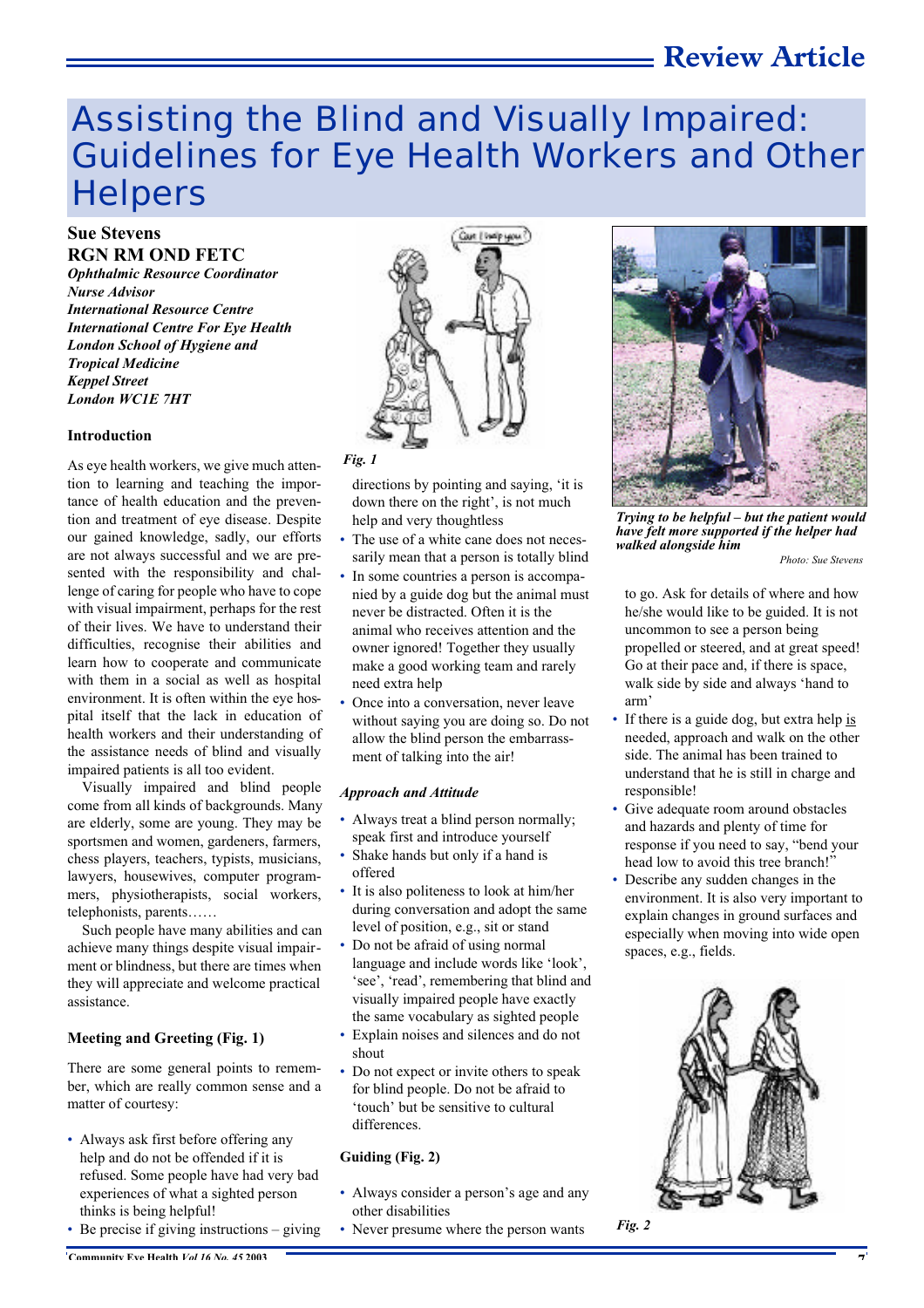# Assisting the Blind and Visually Impaired: Guidelines for Eye Health Workers and Other Helpers

**Sue Stevens**
**RGN RM OND FETC**
***Ophthalmic Resource Coordinator***
***Nurse Advisor***
***International Resource Centre***
***International Centre For Eye Health***
***London School of Hygiene and Tropical Medicine***
***Keppel Street***
***London WC1E 7HT***

### Introduction

As eye health workers, we give much attention to learning and teaching the importance of health education and the prevention and treatment of eye disease. Despite our gained knowledge, sadly, our efforts are not always successful and we are presented with the responsibility and challenge of caring for people who have to cope with visual impairment, perhaps for the rest of their lives. We have to understand their difficulties, recognise their abilities and learn how to cooperate and communicate with them in a social as well as hospital environment. It is often within the eye hospital itself that the lack in education of health workers and their understanding of the assistance needs of blind and visually impaired patients is all too evident.

Visually impaired and blind people come from all kinds of backgrounds. Many are elderly, some are young. They may be sportsmen and women, gardeners, farmers, chess players, teachers, typists, musicians, lawyers, housewives, computer programmers, physiotherapists, social workers, telephonists, parents……

Such people have many abilities and can achieve many things despite visual impairment or blindness, but there are times when they will appreciate and welcome practical assistance.

### Meeting and Greeting (Fig. 1)

There are some general points to remember, which are really common sense and a matter of courtesy:

- Always ask first before offering any help and do not be offended if it is refused. Some people have had very bad experiences of what a sighted person thinks is being helpful!
- Be precise if giving instructions – giving directions by pointing and saying, 'it is down there on the right', is not much help and very thoughtless
- The use of a white cane does not necessarily mean that a person is totally blind
- In some countries a person is accompanied by a guide dog but the animal must never be distracted. Often it is the animal who receives attention and the owner ignored! Together they usually make a good working team and rarely need extra help
- Once into a conversation, never leave without saying you are doing so. Do not allow the blind person the embarrassment of talking into the air!

*Fig. 1*

### *Approach and Attitude*

- Always treat a blind person normally; speak first and introduce yourself
- Shake hands but only if a hand is offered
- It is also politeness to look at him/her during conversation and adopt the same level of position, e.g., sit or stand
- Do not be afraid of using normal language and include words like 'look', 'see', 'read', remembering that blind and visually impaired people have exactly the same vocabulary as sighted people
- Explain noises and silences and do not shout
- Do not expect or invite others to speak for blind people. Do not be afraid to 'touch' but be sensitive to cultural differences.

### Guiding (Fig. 2)

- Always consider a person's age and any other disabilities
- Never presume where the person wants to go. Ask for details of where and how he/she would like to be guided. It is not uncommon to see a person being propelled or steered, and at great speed! Go at their pace and, if there is space, walk side by side and always 'hand to arm'
- If there is a guide dog, but extra help is needed, approach and walk on the other side. The animal has been trained to understand that he is still in charge and responsible!
- Give adequate room around obstacles and hazards and plenty of time for response if you need to say, "bend your head low to avoid this tree branch!"
- Describe any sudden changes in the environment. It is also very important to explain changes in ground surfaces and especially when moving into wide open spaces, e.g., fields.

***Trying to be helpful – but the patient would have felt more supported if the helper had walked alongside him***

*Photo: Sue Stevens*

*Fig. 2*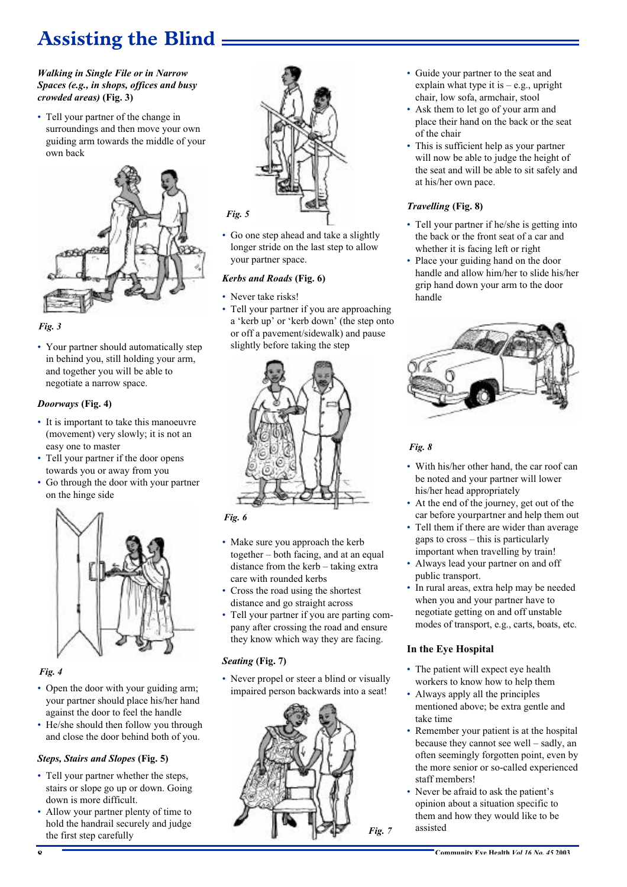# Assisting the Blind

***Walking in Single File or in Narrow Spaces (e.g., in shops, offices and busy crowded areas)*** **(Fig. 3)**

- Tell your partner of the change in surroundings and then move your own guiding arm towards the middle of your own back

*Fig. 3*

- Your partner should automatically step in behind you, still holding your arm, and together you will be able to negotiate a narrow space.

***Doorways*** **(Fig. 4)**

- It is important to take this manoeuvre (movement) very slowly; it is not an easy one to master
- Tell your partner if the door opens towards you or away from you
- Go through the door with your partner on the hinge side

*Fig. 4*

- Open the door with your guiding arm; your partner should place his/her hand against the door to feel the handle
- He/she should then follow you through and close the door behind both of you.

***Steps, Stairs and Slopes*** **(Fig. 5)**

- Tell your partner whether the steps, stairs or slope go up or down. Going down is more difficult.
- Allow your partner plenty of time to hold the handrail securely and judge the first step carefully

*Fig. 5*

- Go one step ahead and take a slightly longer stride on the last step to allow your partner space.

***Kerbs and Roads*** **(Fig. 6)**

- Never take risks!
- Tell your partner if you are approaching a 'kerb up' or 'kerb down' (the step onto or off a pavement/sidewalk) and pause slightly before taking the step

*Fig. 6*

- Make sure you approach the kerb together – both facing, and at an equal distance from the kerb – taking extra care with rounded kerbs
- Cross the road using the shortest distance and go straight across
- Tell your partner if you are parting company after crossing the road and ensure they know which way they are facing.

***Seating*** **(Fig. 7)**

- Never propel or steer a blind or visually impaired person backwards into a seat!

*Fig. 7*

- Guide your partner to the seat and explain what type it is – e.g., upright chair, low sofa, armchair, stool
- Ask them to let go of your arm and place their hand on the back or the seat of the chair
- This is sufficient help as your partner will now be able to judge the height of the seat and will be able to sit safely and at his/her own pace.

***Travelling*** **(Fig. 8)**

- Tell your partner if he/she is getting into the back or the front seat of a car and whether it is facing left or right
- Place your guiding hand on the door handle and allow him/her to slide his/her grip hand down your arm to the door handle

*Fig. 8*

- With his/her other hand, the car roof can be noted and your partner will lower his/her head appropriately
- At the end of the journey, get out of the car before yourpartner and help them out
- Tell them if there are wider than average gaps to cross – this is particularly important when travelling by train!
- Always lead your partner on and off public transport.
- In rural areas, extra help may be needed when you and your partner have to negotiate getting on and off unstable modes of transport, e.g., carts, boats, etc.

**In the Eye Hospital**

- The patient will expect eye health workers to know how to help them
- Always apply all the principles mentioned above; be extra gentle and take time
- Remember your partner is at the hospital because they cannot see well – sadly, an often seemingly forgotten point, even by the more senior or so-called experienced staff members!
- Never be afraid to ask the patient's opinion about a situation specific to them and how they would like to be assisted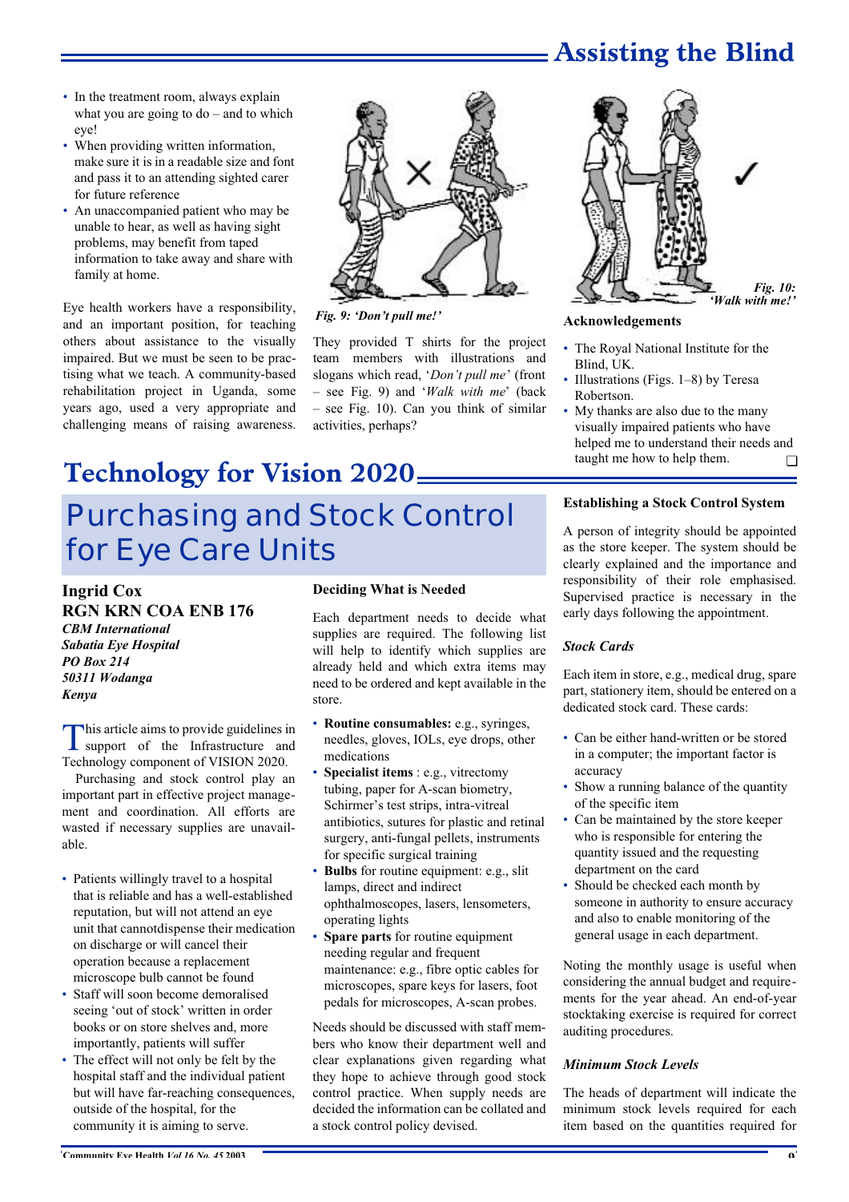# Assisting the Blind

- In the treatment room, always explain what you are going to do – and to which eye!
- When providing written information, make sure it is in a readable size and font and pass it to an attending sighted carer for future reference
- An unaccompanied patient who may be unable to hear, as well as having sight problems, may benefit from taped information to take away and share with family at home.

Eye health workers have a responsibility, and an important position, for teaching others about assistance to the visually impaired. But we must be seen to be practising what we teach. A community-based rehabilitation project in Uganda, some years ago, used a very appropriate and challenging means of raising awareness.

*Fig. 9: 'Don't pull me!'*

They provided T shirts for the project team members with illustrations and slogans which read, '*Don't pull me*' (front – see Fig. 9) and '*Walk with me*' (back – see Fig. 10). Can you think of similar activities, perhaps?

*Fig. 10: 'Walk with me!'*

### Acknowledgements

- The Royal National Institute for the Blind, UK.
- Illustrations (Figs. 1–8) by Teresa Robertson.
- My thanks are also due to the many visually impaired patients who have helped me to understand their needs and taught me how to help them. ❑

# Technology for Vision 2020

## Purchasing and Stock Control for Eye Care Units

**Ingrid Cox**
**RGN KRN COA ENB 176**
***CBM International***
***Sabatia Eye Hospital***
***PO Box 214***
***50311 Wodanga***
***Kenya***

This article aims to provide guidelines in support of the Infrastructure and Technology component of VISION 2020.

Purchasing and stock control play an important part in effective project management and coordination. All efforts are wasted if necessary supplies are unavailable.

- Patients willingly travel to a hospital that is reliable and has a well-established reputation, but will not attend an eye unit that cannotdispense their medication on discharge or will cancel their operation because a replacement microscope bulb cannot be found
- Staff will soon become demoralised seeing 'out of stock' written in order books or on store shelves and, more importantly, patients will suffer
- The effect will not only be felt by the hospital staff and the individual patient but will have far-reaching consequences, outside of the hospital, for the community it is aiming to serve.

### Deciding What is Needed

Each department needs to decide what supplies are required. The following list will help to identify which supplies are already held and which extra items may need to be ordered and kept available in the store.

- **Routine consumables:** e.g., syringes, needles, gloves, IOLs, eye drops, other medications
- **Specialist items** : e.g., vitrectomy tubing, paper for A-scan biometry, Schirmer's test strips, intra-vitreal antibiotics, sutures for plastic and retinal surgery, anti-fungal pellets, instruments for specific surgical training
- **Bulbs** for routine equipment: e.g., slit lamps, direct and indirect ophthalmoscopes, lasers, lensometers, operating lights
- **Spare parts** for routine equipment needing regular and frequent maintenance: e.g., fibre optic cables for microscopes, spare keys for lasers, foot pedals for microscopes, A-scan probes.

Needs should be discussed with staff members who know their department well and clear explanations given regarding what they hope to achieve through good stock control practice. When supply needs are decided the information can be collated and a stock control policy devised.

### Establishing a Stock Control System

A person of integrity should be appointed as the store keeper. The system should be clearly explained and the importance and responsibility of their role emphasised. Supervised practice is necessary in the early days following the appointment.

#### *Stock Cards*

Each item in store, e.g., medical drug, spare part, stationery item, should be entered on a dedicated stock card. These cards:

- Can be either hand-written or be stored in a computer; the important factor is accuracy
- Show a running balance of the quantity of the specific item
- Can be maintained by the store keeper who is responsible for entering the quantity issued and the requesting department on the card
- Should be checked each month by someone in authority to ensure accuracy and also to enable monitoring of the general usage in each department.

Noting the monthly usage is useful when considering the annual budget and requirements for the year ahead. An end-of-year stocktaking exercise is required for correct auditing procedures.

#### *Minimum Stock Levels*

The heads of department will indicate the minimum stock levels required for each item based on the quantities required for